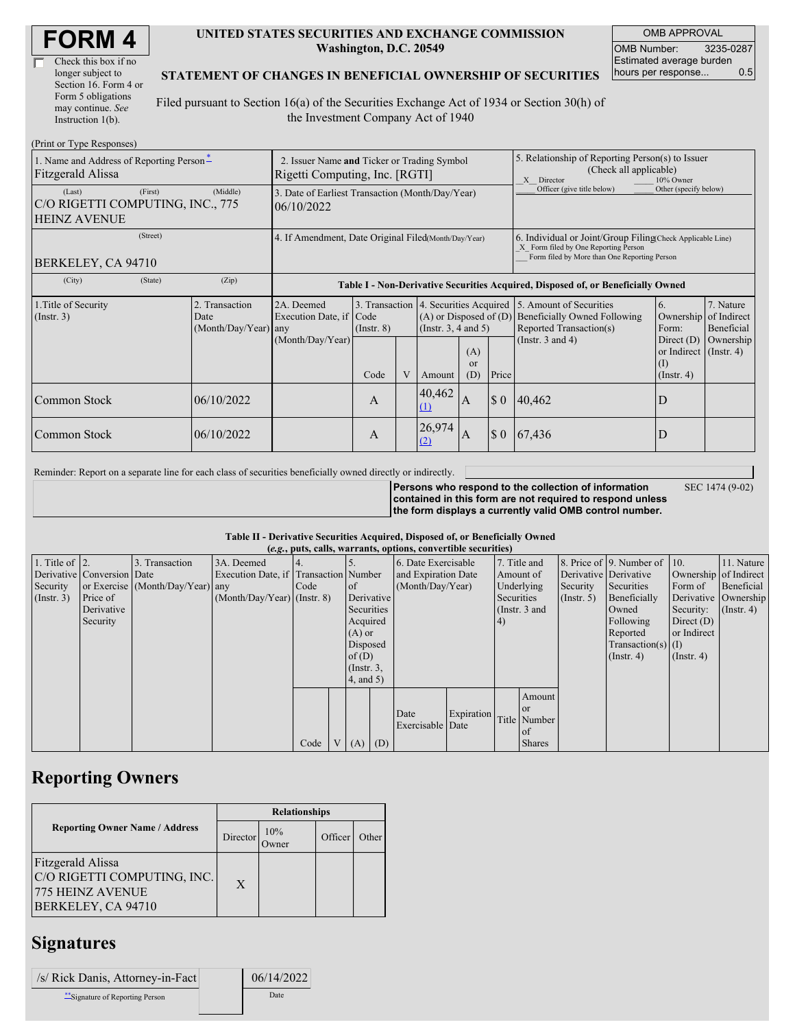# FORM 4

☐ Check this box if no longer subject to Section 16. Form 4 or Form 5 obligations may continue. *See* Instruction 1(b).

**UNITED STATES SECURITIES AND EXCHANGE COMMISSION**
**Washington, D.C. 20549**

**STATEMENT OF CHANGES IN BENEFICIAL OWNERSHIP OF SECURITIES**

Filed pursuant to Section 16(a) of the Securities Exchange Act of 1934 or Section 30(h) of the Investment Company Act of 1940

| OMB APPROVAL | |
|---|---|
| OMB Number: | 3235-0287 |
| Estimated average burden hours per response... | 0.5 |

(Print or Type Responses)

| 1. Name and Address of Reporting Person* | 2. Issuer Name and Ticker or Trading Symbol | 5. Relationship of Reporting Person(s) to Issuer (Check all applicable) |
|---|---|---|
| Fitzgerald Alissa | Rigetti Computing, Inc. [RGTI] | _X_ Director ___ 10% Owner ___ Officer (give title below) ___ Other (specify below) |
| (Last) (First) (Middle) C/O RIGETTI COMPUTING, INC., 775 HEINZ AVENUE | 3. Date of Earliest Transaction (Month/Day/Year) 06/10/2022 | |
| (Street) BERKELEY, CA 94710 | 4. If Amendment, Date Original Filed (Month/Day/Year) | 6. Individual or Joint/Group Filing (Check Applicable Line) _X_ Form filed by One Reporting Person ___ Form filed by More than One Reporting Person |
| (City) (State) (Zip) | | |

**Table I - Non-Derivative Securities Acquired, Disposed of, or Beneficially Owned**

| 1.Title of Security (Instr. 3) | 2. Transaction Date (Month/Day/Year) | 2A. Deemed Execution Date, if any (Month/Day/Year) | 3. Transaction Code (Instr. 8) | | 4. Securities Acquired (A) or Disposed of (D) (Instr. 3, 4 and 5) | | | 5. Amount of Securities Beneficially Owned Following Reported Transaction(s) (Instr. 3 and 4) | 6. Ownership Form: Direct (D) or Indirect (I) (Instr. 4) | 7. Nature of Indirect Beneficial Ownership (Instr. 4) |
|---|---|---|---|---|---|---|---|---|---|---|
| | | | Code | V | Amount | (A) or (D) | Price | | | |
| Common Stock | 06/10/2022 | | A | | 40,462 (1) | A | $ 0 | 40,462 | D | |
| Common Stock | 06/10/2022 | | A | | 26,974 (2) | A | $ 0 | 67,436 | D | |

Reminder: Report on a separate line for each class of securities beneficially owned directly or indirectly.

**Persons who respond to the collection of information contained in this form are not required to respond unless the form displays a currently valid OMB control number.** SEC 1474 (9-02)

**Table II - Derivative Securities Acquired, Disposed of, or Beneficially Owned**
**(*e.g.*, puts, calls, warrants, options, convertible securities)**

| 1. Title of Derivative Security (Instr. 3) | 2. Conversion or Exercise Price of Derivative Security | 3. Transaction Date (Month/Day/Year) | 3A. Deemed Execution Date, if any (Month/Day/Year) | 4. Transaction Code (Instr. 8) | | 5. Number of Derivative Securities Acquired (A) or Disposed of (D) (Instr. 3, 4, and 5) | | 6. Date Exercisable and Expiration Date (Month/Day/Year) | | 7. Title and Amount of Underlying Securities (Instr. 3 and 4) | | 8. Price of Derivative Security (Instr. 5) | 9. Number of Derivative Securities Beneficially Owned Following Reported Transaction(s) (Instr. 4) | 10. Ownership Form of Derivative Security: Direct (D) or Indirect (I) (Instr. 4) | 11. Nature of Indirect Beneficial Ownership (Instr. 4) |
|---|---|---|---|---|---|---|---|---|---|---|---|---|---|---|---|
| | | | | Code | V | (A) | (D) | Date Exercisable | Expiration Date | Title | Amount or Number of Shares | | | | |

## Reporting Owners

| Reporting Owner Name / Address | Relationships | | | |
|---|---|---|---|---|
| | Director | 10% Owner | Officer | Other |
| Fitzgerald Alissa C/O RIGETTI COMPUTING, INC. 775 HEINZ AVENUE BERKELEY, CA 94710 | X | | | |

## Signatures

| /s/ Rick Danis, Attorney-in-Fact | 06/14/2022 |
|---|---|
| **Signature of Reporting Person | Date |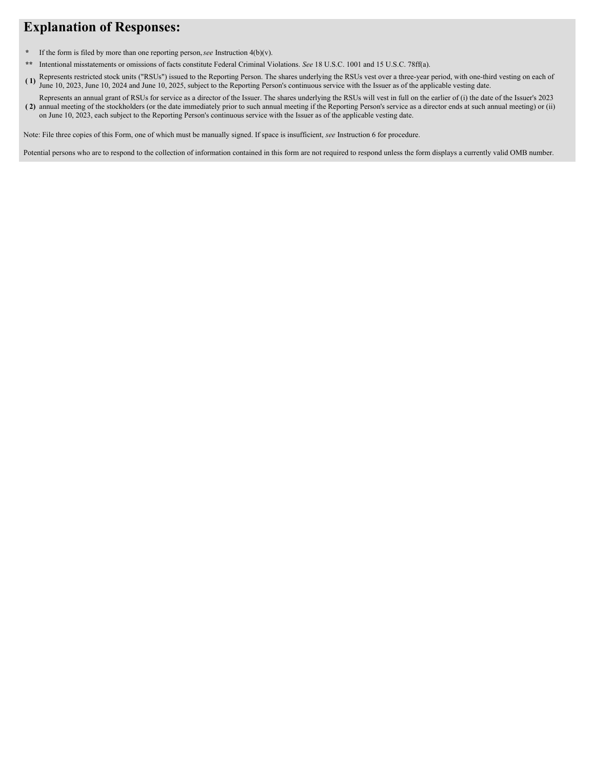# Explanation of Responses:

\* If the form is filed by more than one reporting person, *see* Instruction 4(b)(v).

\*\* Intentional misstatements or omissions of facts constitute Federal Criminal Violations. *See* 18 U.S.C. 1001 and 15 U.S.C. 78ff(a).

**( 1)** Represents restricted stock units ("RSUs") issued to the Reporting Person. The shares underlying the RSUs vest over a three-year period, with one-third vesting on each of June 10, 2023, June 10, 2024 and June 10, 2025, subject to the Reporting Person's continuous service with the Issuer as of the applicable vesting date.

**( 2)** Represents an annual grant of RSUs for service as a director of the Issuer. The shares underlying the RSUs will vest in full on the earlier of (i) the date of the Issuer's 2023 annual meeting of the stockholders (or the date immediately prior to such annual meeting if the Reporting Person's service as a director ends at such annual meeting) or (ii) on June 10, 2023, each subject to the Reporting Person's continuous service with the Issuer as of the applicable vesting date.

Note: File three copies of this Form, one of which must be manually signed. If space is insufficient, *see* Instruction 6 for procedure.

Potential persons who are to respond to the collection of information contained in this form are not required to respond unless the form displays a currently valid OMB number.